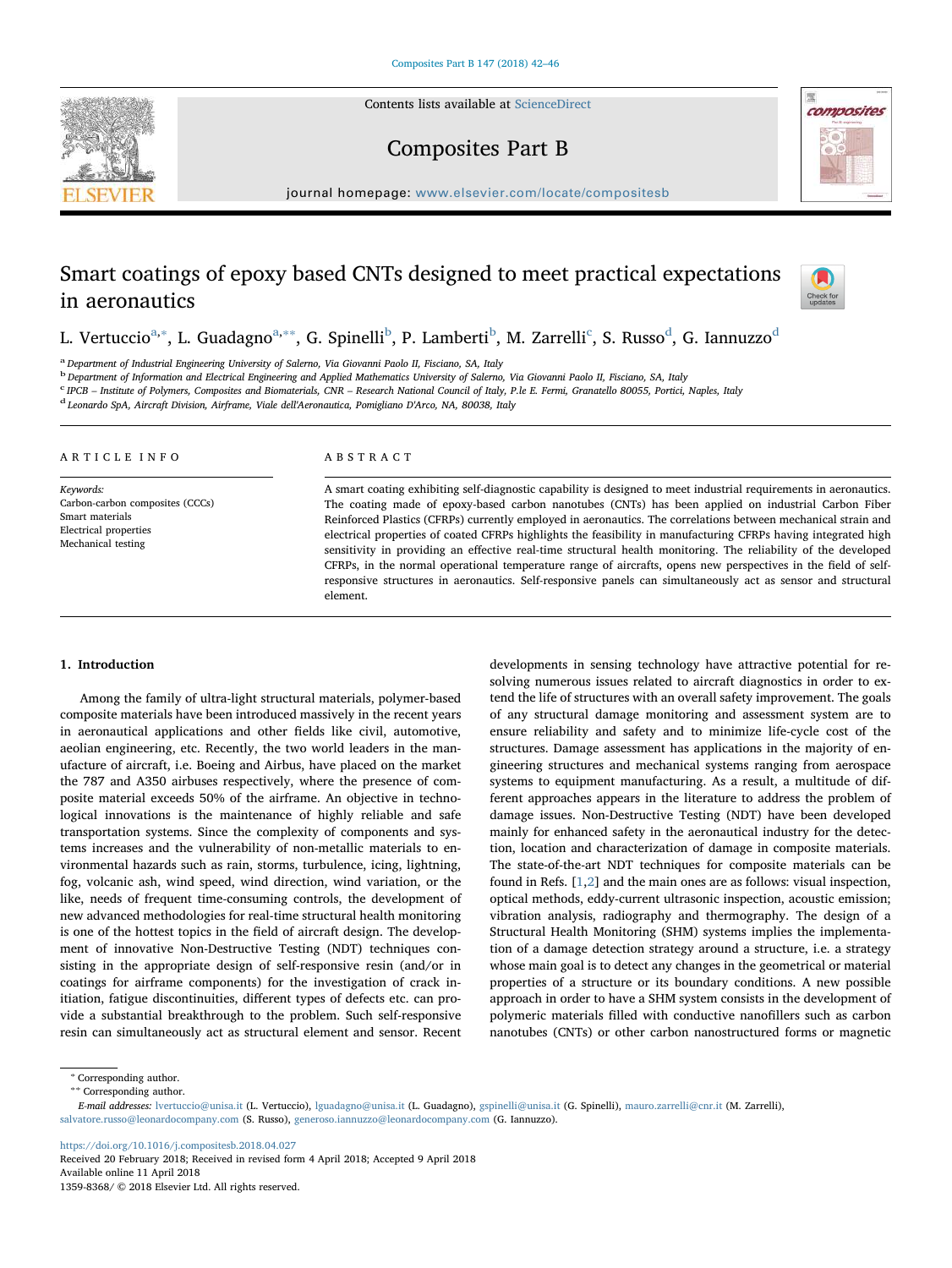# Smart coatings of epoxy based CNTs designed to meet practical expectations in aeronautics

L. Vertuccio[a,*], L. Guadagno[a,**], G. Spinelli[b], P. Lamberti[b], M. Zarrelli[c], S. Russo[d], G. Iannuzzo[d]

[a] Department of Industrial Engineering University of Salerno, Via Giovanni Paolo II, Fisciano, SA, Italy
[b] Department of Information and Electrical Engineering and Applied Mathematics University of Salerno, Via Giovanni Paolo II, Fisciano, SA, Italy
[c] IPCB – Institute of Polymers, Composites and Biomaterials, CNR – Research National Council of Italy, P.le E. Fermi, Granatello 80055, Portici, Naples, Italy
[d] Leonardo SpA, Aircraft Division, Airframe, Viale dell'Aeronautica, Pomigliano D'Arco, NA, 80038, Italy

## ARTICLE INFO

*Keywords:*
Carbon-carbon composites (CCCs)
Smart materials
Electrical properties
Mechanical testing

## ABSTRACT

A smart coating exhibiting self-diagnostic capability is designed to meet industrial requirements in aeronautics. The coating made of epoxy-based carbon nanotubes (CNTs) has been applied on industrial Carbon Fiber Reinforced Plastics (CFRPs) currently employed in aeronautics. The correlations between mechanical strain and electrical properties of coated CFRPs highlights the feasibility in manufacturing CFRPs having integrated high sensitivity in providing an effective real-time structural health monitoring. The reliability of the developed CFRPs, in the normal operational temperature range of aircrafts, opens new perspectives in the field of self-responsive structures in aeronautics. Self-responsive panels can simultaneously act as sensor and structural element.

## 1. Introduction

Among the family of ultra-light structural materials, polymer-based composite materials have been introduced massively in the recent years in aeronautical applications and other fields like civil, automotive, aeolian engineering, etc. Recently, the two world leaders in the manufacture of aircraft, i.e. Boeing and Airbus, have placed on the market the 787 and A350 airbuses respectively, where the presence of composite material exceeds 50% of the airframe. An objective in technological innovations is the maintenance of highly reliable and safe transportation systems. Since the complexity of components and systems increases and the vulnerability of non-metallic materials to environmental hazards such as rain, storms, turbulence, icing, lightning, fog, volcanic ash, wind speed, wind direction, wind variation, or the like, needs of frequent time-consuming controls, the development of new advanced methodologies for real-time structural health monitoring is one of the hottest topics in the field of aircraft design. The development of innovative Non-Destructive Testing (NDT) techniques consisting in the appropriate design of self-responsive resin (and/or in coatings for airframe components) for the investigation of crack initiation, fatigue discontinuities, different types of defects etc. can provide a substantial breakthrough to the problem. Such self-responsive resin can simultaneously act as structural element and sensor. Recent developments in sensing technology have attractive potential for resolving numerous issues related to aircraft diagnostics in order to extend the life of structures with an overall safety improvement. The goals of any structural damage monitoring and assessment system are to ensure reliability and safety and to minimize life-cycle cost of the structures. Damage assessment has applications in the majority of engineering structures and mechanical systems ranging from aerospace systems to equipment manufacturing. As a result, a multitude of different approaches appears in the literature to address the problem of damage issues. Non-Destructive Testing (NDT) have been developed mainly for enhanced safety in the aeronautical industry for the detection, location and characterization of damage in composite materials. The state-of-the-art NDT techniques for composite materials can be found in Refs. [1,2] and the main ones are as follows: visual inspection, optical methods, eddy-current ultrasonic inspection, acoustic emission; vibration analysis, radiography and thermography. The design of a Structural Health Monitoring (SHM) systems implies the implementation of a damage detection strategy around a structure, i.e. a strategy whose main goal is to detect any changes in the geometrical or material properties of a structure or its boundary conditions. A new possible approach in order to have a SHM system consists in the development of polymeric materials filled with conductive nanofillers such as carbon nanotubes (CNTs) or other carbon nanostructured forms or magnetic

---

* Corresponding author.
** Corresponding author.
*E-mail addresses:* lvertuccio@unisa.it (L. Vertuccio), lguadagno@unisa.it (L. Guadagno), gspinelli@unisa.it (G. Spinelli), mauro.zarrelli@cnr.it (M. Zarrelli), salvatore.russo@leonardocompany.com (S. Russo), generoso.iannuzzo@leonardocompany.com (G. Iannuzzo).

https://doi.org/10.1016/j.compositesb.2018.04.027
Received 20 February 2018; Received in revised form 4 April 2018; Accepted 9 April 2018
Available online 11 April 2018
1359-8368/ © 2018 Elsevier Ltd. All rights reserved.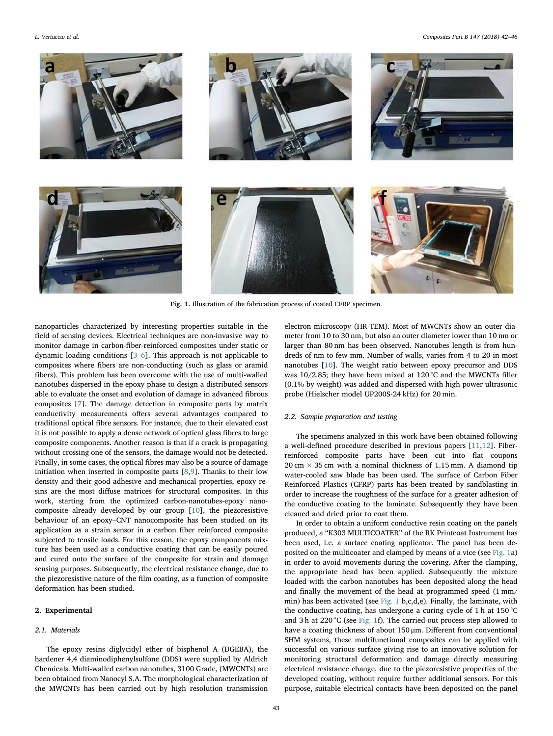Fig. 1. Illustration of the fabrication process of coated CFRP specimen.

nanoparticles characterized by interesting properties suitable in the field of sensing devices. Electrical techniques are non-invasive way to monitor damage in carbon-fiber-reinforced composites under static or dynamic loading conditions [3–6]. This approach is not applicable to composites where fibers are non-conducting (such as glass or aramid fibers). This problem has been overcome with the use of multi-walled nanotubes dispersed in the epoxy phase to design a distributed sensors able to evaluate the onset and evolution of damage in advanced fibrous composites [7]. The damage detection in composite parts by matrix conductivity measurements offers several advantages compared to traditional optical fibre sensors. For instance, due to their elevated cost it is not possible to apply a dense network of optical glass fibres to large composite components. Another reason is that if a crack is propagating without crossing one of the sensors, the damage would not be detected. Finally, in some cases, the optical fibres may also be a source of damage initiation when inserted in composite parts [8,9]. Thanks to their low density and their good adhesive and mechanical properties, epoxy resins are the most diffuse matrices for structural composites. In this work, starting from the optimized carbon-nanotubes-epoxy nanocomposite already developed by our group [10], the piezoresistive behaviour of an epoxy–CNT nanocomposite has been studied on its application as a strain sensor in a carbon fiber reinforced composite subjected to tensile loads. For this reason, the epoxy components mixture has been used as a conductive coating that can be easily poured and cured onto the surface of the composite for strain and damage sensing purposes. Subsequently, the electrical resistance change, due to the piezoresistive nature of the film coating, as a function of composite deformation has been studied.

## 2. Experimental

### 2.1. Materials

The epoxy resins diglycidyl ether of bisphenol A (DGEBA), the hardener 4,4 diaminodiphenylsulfone (DDS) were supplied by Aldrich Chemicals. Multi-walled carbon nanotubes, 3100 Grade, (MWCNTs) are been obtained from Nanocyl S.A. The morphological characterization of the MWCNTs has been carried out by high resolution transmission electron microscopy (HR-TEM). Most of MWCNTs show an outer diameter from 10 to 30 nm, but also an outer diameter lower than 10 nm or larger than 80 nm has been observed. Nanotubes length is from hundreds of nm to few mm. Number of walls, varies from 4 to 20 in most nanotubes [10]. The weight ratio between epoxy precursor and DDS was 10/2.85; they have been mixed at 120 °C and the MWCNTs filler (0.1% by weight) was added and dispersed with high power ultrasonic probe (Hielscher model UP200S-24 kHz) for 20 min.

### 2.2. Sample preparation and testing

The specimens analyzed in this work have been obtained following a well-defined procedure described in previous papers [11,12]. Fiber-reinforced composite parts have been cut into flat coupons 20 cm × 35 cm with a nominal thickness of 1.15 mm. A diamond tip water-cooled saw blade has been used. The surface of Carbon Fiber Reinforced Plastics (CFRP) parts has been treated by sandblasting in order to increase the roughness of the surface for a greater adhesion of the conductive coating to the laminate. Subsequently they have been cleaned and dried prior to coat them.

In order to obtain a uniform conductive resin coating on the panels produced, a "K303 MULTICOATER" of the RK Printcoat Instrument has been used, i.e. a surface coating applicator. The panel has been deposited on the multicoater and clamped by means of a vice (see Fig. 1a) in order to avoid movements during the covering. After the clamping, the appropriate head has been applied. Subsequently the mixture loaded with the carbon nanotubes has been deposited along the head and finally the movement of the head at programmed speed (1 mm/min) has been activated (see Fig. 1 b,c,d,e). Finally, the laminate, with the conductive coating, has undergone a curing cycle of 1 h at 150 °C and 3 h at 220 °C (see Fig. 1f). The carried-out process step allowed to have a coating thickness of about 150 μm. Different from conventional SHM systems, these multifunctional composites can be applied with successful on various surface giving rise to an innovative solution for monitoring structural deformation and damage directly measuring electrical resistance change, due to the piezoresistive properties of the developed coating, without require further additional sensors. For this purpose, suitable electrical contacts have been deposited on the panel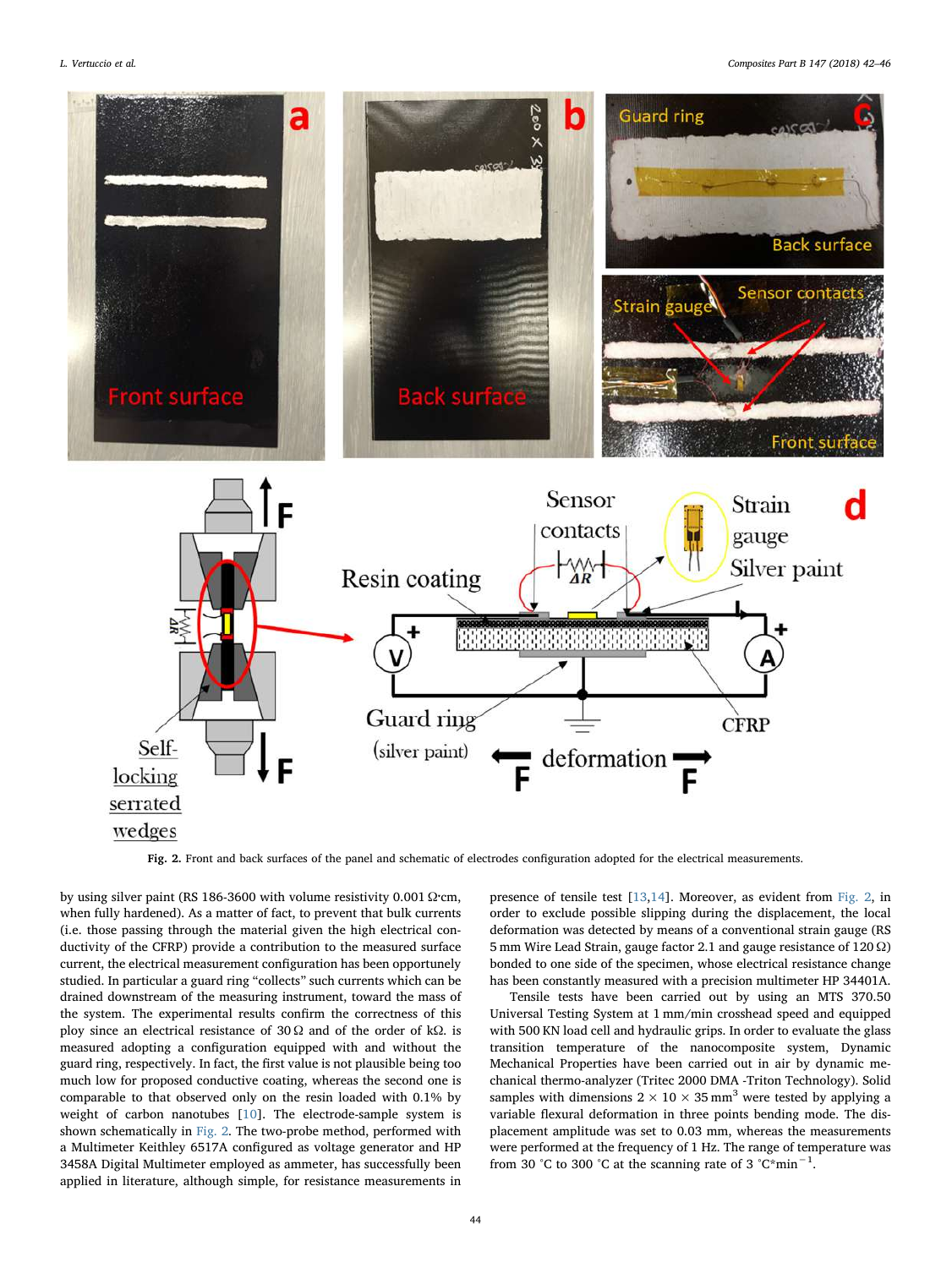Fig. 2. Front and back surfaces of the panel and schematic of electrodes configuration adopted for the electrical measurements.

by using silver paint (RS 186-3600 with volume resistivity 0.001 Ω·cm, when fully hardened). As a matter of fact, to prevent that bulk currents (i.e. those passing through the material given the high electrical conductivity of the CFRP) provide a contribution to the measured surface current, the electrical measurement configuration has been opportunely studied. In particular a guard ring "collects" such currents which can be drained downstream of the measuring instrument, toward the mass of the system. The experimental results confirm the correctness of this ploy since an electrical resistance of 30 Ω and of the order of kΩ. is measured adopting a configuration equipped with and without the guard ring, respectively. In fact, the first value is not plausible being too much low for proposed conductive coating, whereas the second one is comparable to that observed only on the resin loaded with 0.1% by weight of carbon nanotubes [10]. The electrode-sample system is shown schematically in Fig. 2. The two-probe method, performed with a Multimeter Keithley 6517A configured as voltage generator and HP 3458A Digital Multimeter employed as ammeter, has successfully been applied in literature, although simple, for resistance measurements in presence of tensile test [13,14]. Moreover, as evident from Fig. 2, in order to exclude possible slipping during the displacement, the local deformation was detected by means of a conventional strain gauge (RS 5 mm Wire Lead Strain, gauge factor 2.1 and gauge resistance of 120 Ω) bonded to one side of the specimen, whose electrical resistance change has been constantly measured with a precision multimeter HP 34401A.

Tensile tests have been carried out by using an MTS 370.50 Universal Testing System at 1 mm/min crosshead speed and equipped with 500 KN load cell and hydraulic grips. In order to evaluate the glass transition temperature of the nanocomposite system, Dynamic Mechanical Properties have been carried out in air by dynamic mechanical thermo-analyzer (Tritec 2000 DMA -Triton Technology). Solid samples with dimensions $2 \times 10 \times 35\ \text{mm}^3$ were tested by applying a variable flexural deformation in three points bending mode. The displacement amplitude was set to 0.03 mm, whereas the measurements were performed at the frequency of 1 Hz. The range of temperature was from 30 °C to 300 °C at the scanning rate of 3 °C*min$^{-1}$.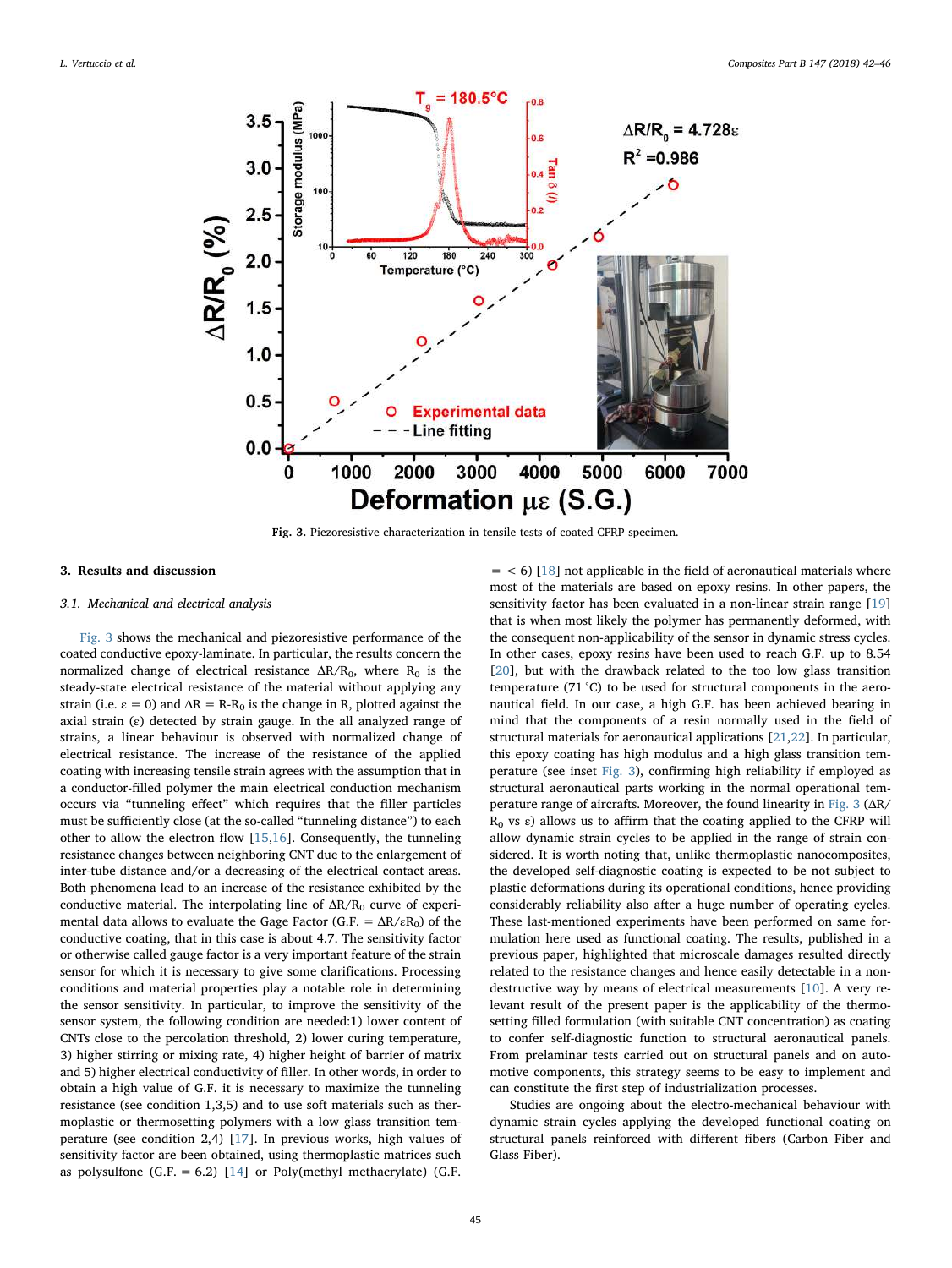Fig. 3. Piezoresistive characterization in tensile tests of coated CFRP specimen.

## 3. Results and discussion

### 3.1. Mechanical and electrical analysis

Fig. 3 shows the mechanical and piezoresistive performance of the coated conductive epoxy-laminate. In particular, the results concern the normalized change of electrical resistance $\Delta R/R_0$, where $R_0$ is the steady-state electrical resistance of the material without applying any strain (i.e. $\varepsilon = 0$) and $\Delta R = R\text{-}R_0$ is the change in R, plotted against the axial strain ($\varepsilon$) detected by strain gauge. In the all analyzed range of strains, a linear behaviour is observed with normalized change of electrical resistance. The increase of the resistance of the applied coating with increasing tensile strain agrees with the assumption that in a conductor-filled polymer the main electrical conduction mechanism occurs via "tunneling effect" which requires that the filler particles must be sufficiently close (at the so-called "tunneling distance") to each other to allow the electron flow [15,16]. Consequently, the tunneling resistance changes between neighboring CNT due to the enlargement of inter-tube distance and/or a decreasing of the electrical contact areas. Both phenomena lead to an increase of the resistance exhibited by the conductive material. The interpolating line of $\Delta R/R_0$ curve of experimental data allows to evaluate the Gage Factor (G.F. $= \Delta R/\varepsilon R_0$) of the conductive coating, that in this case is about 4.7. The sensitivity factor or otherwise called gauge factor is a very important feature of the strain sensor for which it is necessary to give some clarifications. Processing conditions and material properties play a notable role in determining the sensor sensitivity. In particular, to improve the sensitivity of the sensor system, the following condition are needed:1) lower content of CNTs close to the percolation threshold, 2) lower curing temperature, 3) higher stirring or mixing rate, 4) higher height of barrier of matrix and 5) higher electrical conductivity of filler. In other words, in order to obtain a high value of G.F. it is necessary to maximize the tunneling resistance (see condition 1,3,5) and to use soft materials such as thermoplastic or thermosetting polymers with a low glass transition temperature (see condition 2,4) [17]. In previous works, high values of sensitivity factor are been obtained, using thermoplastic matrices such as polysulfone (G.F. = 6.2) [14] or Poly(methyl methacrylate) (G.F. = < 6) [18] not applicable in the field of aeronautical materials where most of the materials are based on epoxy resins. In other papers, the sensitivity factor has been evaluated in a non-linear strain range [19] that is when most likely the polymer has permanently deformed, with the consequent non-applicability of the sensor in dynamic stress cycles. In other cases, epoxy resins have been used to reach G.F. up to 8.54 [20], but with the drawback related to the too low glass transition temperature (71 °C) to be used for structural components in the aeronautical field. In our case, a high G.F. has been achieved bearing in mind that the components of a resin normally used in the field of structural materials for aeronautical applications [21,22]. In particular, this epoxy coating has high modulus and a high glass transition temperature (see inset Fig. 3), confirming high reliability if employed as structural aeronautical parts working in the normal operational temperature range of aircrafts. Moreover, the found linearity in Fig. 3 ($\Delta R/R_0$ vs $\varepsilon$) allows us to affirm that the coating applied to the CFRP will allow dynamic strain cycles to be applied in the range of strain considered. It is worth noting that, unlike thermoplastic nanocomposites, the developed self-diagnostic coating is expected to be not subject to plastic deformations during its operational conditions, hence providing considerably reliability also after a huge number of operating cycles. These last-mentioned experiments have been performed on same formulation here used as functional coating. The results, published in a previous paper, highlighted that microscale damages resulted directly related to the resistance changes and hence easily detectable in a non-destructive way by means of electrical measurements [10]. A very relevant result of the present paper is the applicability of the thermosetting filled formulation (with suitable CNT concentration) as coating to confer self-diagnostic function to structural aeronautical panels. From prelaminar tests carried out on structural panels and on automotive components, this strategy seems to be easy to implement and can constitute the first step of industrialization processes.

Studies are ongoing about the electro-mechanical behaviour with dynamic strain cycles applying the developed functional coating on structural panels reinforced with different fibers (Carbon Fiber and Glass Fiber).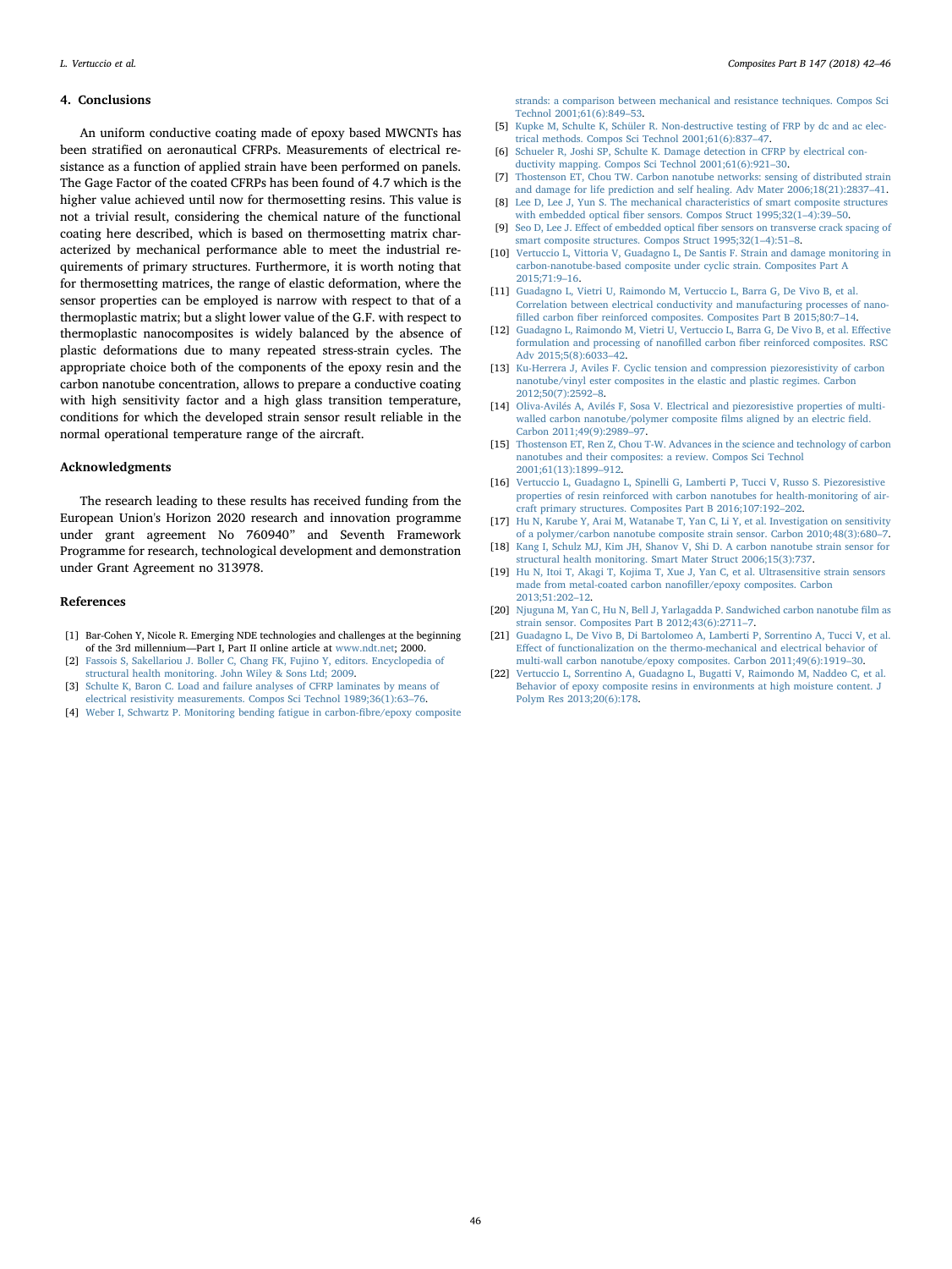## 4. Conclusions

An uniform conductive coating made of epoxy based MWCNTs has been stratified on aeronautical CFRPs. Measurements of electrical resistance as a function of applied strain have been performed on panels. The Gage Factor of the coated CFRPs has been found of 4.7 which is the higher value achieved until now for thermosetting resins. This value is not a trivial result, considering the chemical nature of the functional coating here described, which is based on thermosetting matrix characterized by mechanical performance able to meet the industrial requirements of primary structures. Furthermore, it is worth noting that for thermosetting matrices, the range of elastic deformation, where the sensor properties can be employed is narrow with respect to that of a thermoplastic matrix; but a slight lower value of the G.F. with respect to thermoplastic nanocomposites is widely balanced by the absence of plastic deformations due to many repeated stress-strain cycles. The appropriate choice both of the components of the epoxy resin and the carbon nanotube concentration, allows to prepare a conductive coating with high sensitivity factor and a high glass transition temperature, conditions for which the developed strain sensor result reliable in the normal operational temperature range of the aircraft.

## Acknowledgments

The research leading to these results has received funding from the European Union's Horizon 2020 research and innovation programme under grant agreement No 760940" and Seventh Framework Programme for research, technological development and demonstration under Grant Agreement no 313978.

## References

[1] Bar-Cohen Y, Nicole R. Emerging NDE technologies and challenges at the beginning of the 3rd millennium—Part I, Part II online article at www.ndt.net; 2000.

[2] Fassois S, Sakellariou J. Boller C, Chang FK, Fujino Y, editors. Encyclopedia of structural health monitoring. John Wiley & Sons Ltd; 2009.

[3] Schulte K, Baron C. Load and failure analyses of CFRP laminates by means of electrical resistivity measurements. Compos Sci Technol 1989;36(1):63–76.

[4] Weber I, Schwartz P. Monitoring bending fatigue in carbon-fibre/epoxy composite strands: a comparison between mechanical and resistance techniques. Compos Sci Technol 2001;61(6):849–53.

[5] Kupke M, Schulte K, Schüler R. Non-destructive testing of FRP by dc and ac electrical methods. Compos Sci Technol 2001;61(6):837–47.

[6] Schueler R, Joshi SP, Schulte K. Damage detection in CFRP by electrical conductivity mapping. Compos Sci Technol 2001;61(6):921–30.

[7] Thostenson ET, Chou TW. Carbon nanotube networks: sensing of distributed strain and damage for life prediction and self healing. Adv Mater 2006;18(21):2837–41.

[8] Lee D, Lee J, Yun S. The mechanical characteristics of smart composite structures with embedded optical fiber sensors. Compos Struct 1995;32(1–4):39–50.

[9] Seo D, Lee J. Effect of embedded optical fiber sensors on transverse crack spacing of smart composite structures. Compos Struct 1995;32(1–4):51–8.

[10] Vertuccio L, Vittoria V, Guadagno L, De Santis F. Strain and damage monitoring in carbon-nanotube-based composite under cyclic strain. Composites Part A 2015;71:9–16.

[11] Guadagno L, Vietri U, Raimondo M, Vertuccio L, Barra G, De Vivo B, et al. Correlation between electrical conductivity and manufacturing processes of nanofilled carbon fiber reinforced composites. Composites Part B 2015;80:7–14.

[12] Guadagno L, Raimondo M, Vietri U, Vertuccio L, Barra G, De Vivo B, et al. Effective formulation and processing of nanofilled carbon fiber reinforced composites. RSC Adv 2015;5(8):6033–42.

[13] Ku-Herrera J, Aviles F. Cyclic tension and compression piezoresistivity of carbon nanotube/vinyl ester composites in the elastic and plastic regimes. Carbon 2012;50(7):2592–8.

[14] Oliva-Avilés A, Avilés F, Sosa V. Electrical and piezoresistive properties of multi-walled carbon nanotube/polymer composite films aligned by an electric field. Carbon 2011;49(9):2989–97.

[15] Thostenson ET, Ren Z, Chou T-W. Advances in the science and technology of carbon nanotubes and their composites: a review. Compos Sci Technol 2001;61(13):1899–912.

[16] Vertuccio L, Guadagno L, Spinelli G, Lamberti P, Tucci V, Russo S. Piezoresistive properties of resin reinforced with carbon nanotubes for health-monitoring of aircraft primary structures. Composites Part B 2016;107:192–202.

[17] Hu N, Karube Y, Arai M, Watanabe T, Yan C, Li Y, et al. Investigation on sensitivity of a polymer/carbon nanotube composite strain sensor. Carbon 2010;48(3):680–7.

[18] Kang I, Schulz MJ, Kim JH, Shanov V, Shi D. A carbon nanotube strain sensor for structural health monitoring. Smart Mater Struct 2006;15(3):737.

[19] Hu N, Itoi T, Akagi T, Kojima T, Xue J, Yan C, et al. Ultrasensitive strain sensors made from metal-coated carbon nanofiller/epoxy composites. Carbon 2013;51:202–12.

[20] Njuguna M, Yan C, Hu N, Bell J, Yarlagadda P. Sandwiched carbon nanotube film as strain sensor. Composites Part B 2012;43(6):2711–7.

[21] Guadagno L, De Vivo B, Di Bartolomeo A, Lamberti P, Sorrentino A, Tucci V, et al. Effect of functionalization on the thermo-mechanical and electrical behavior of multi-wall carbon nanotube/epoxy composites. Carbon 2011;49(6):1919–30.

[22] Vertuccio L, Sorrentino A, Guadagno L, Bugatti V, Raimondo M, Naddeo C, et al. Behavior of epoxy composite resins in environments at high moisture content. J Polym Res 2013;20(6):178.